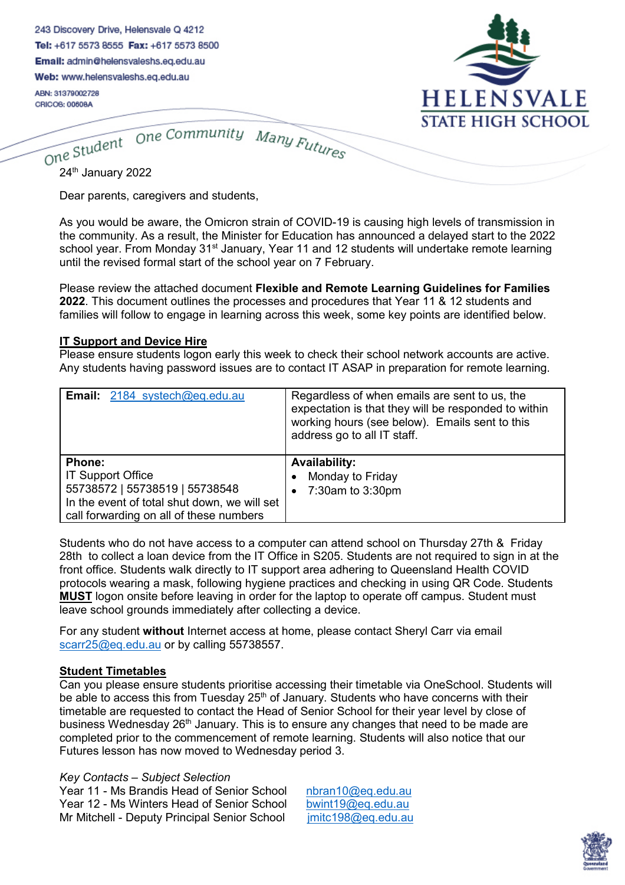243 Discovery Drive, Helensvale Q 4212
**Tel:** +617 5573 8555 **Fax:** +617 5573 8500
**Email:** admin@helensvaleshs.eq.edu.au
**Web:** www.helensvaleshs.eq.edu.au
ABN: 31379002728
CRICOS: 00608A

HELENSVALE STATE HIGH SCHOOL

*One Student One Community Many Futures*

24th January 2022

Dear parents, caregivers and students,

As you would be aware, the Omicron strain of COVID-19 is causing high levels of transmission in the community. As a result, the Minister for Education has announced a delayed start to the 2022 school year. From Monday 31st January, Year 11 and 12 students will undertake remote learning until the revised formal start of the school year on 7 February.

Please review the attached document **Flexible and Remote Learning Guidelines for Families 2022**. This document outlines the processes and procedures that Year 11 & 12 students and families will follow to engage in learning across this week, some key points are identified below.

**IT Support and Device Hire**

Please ensure students logon early this week to check their school network accounts are active. Any students having password issues are to contact IT ASAP in preparation for remote learning.

| **Email:** 2184_systech@eq.edu.au | Regardless of when emails are sent to us, the expectation is that they will be responded to within working hours (see below). Emails sent to this address go to all IT staff. |
|---|---|
| **Phone:**<br>IT Support Office<br>55738572 \| 55738519 \| 55738548<br>In the event of total shut down, we will set call forwarding on all of these numbers | **Availability:**<br>• Monday to Friday<br>• 7:30am to 3:30pm |

Students who do not have access to a computer can attend school on Thursday 27th & Friday 28th to collect a loan device from the IT Office in S205. Students are not required to sign in at the front office. Students walk directly to IT support area adhering to Queensland Health COVID protocols wearing a mask, following hygiene practices and checking in using QR Code. Students **MUST** logon onsite before leaving in order for the laptop to operate off campus. Student must leave school grounds immediately after collecting a device.

For any student **without** Internet access at home, please contact Sheryl Carr via email scarr25@eq.edu.au or by calling 55738557.

**Student Timetables**

Can you please ensure students prioritise accessing their timetable via OneSchool. Students will be able to access this from Tuesday 25th of January. Students who have concerns with their timetable are requested to contact the Head of Senior School for their year level by close of business Wednesday 26th January. This is to ensure any changes that need to be made are completed prior to the commencement of remote learning. Students will also notice that our Futures lesson has now moved to Wednesday period 3.

*Key Contacts – Subject Selection*

Year 11 - Ms Brandis Head of Senior School nbran10@eq.edu.au
Year 12 - Ms Winters Head of Senior School bwint19@eq.edu.au
Mr Mitchell - Deputy Principal Senior School jmitc198@eq.edu.au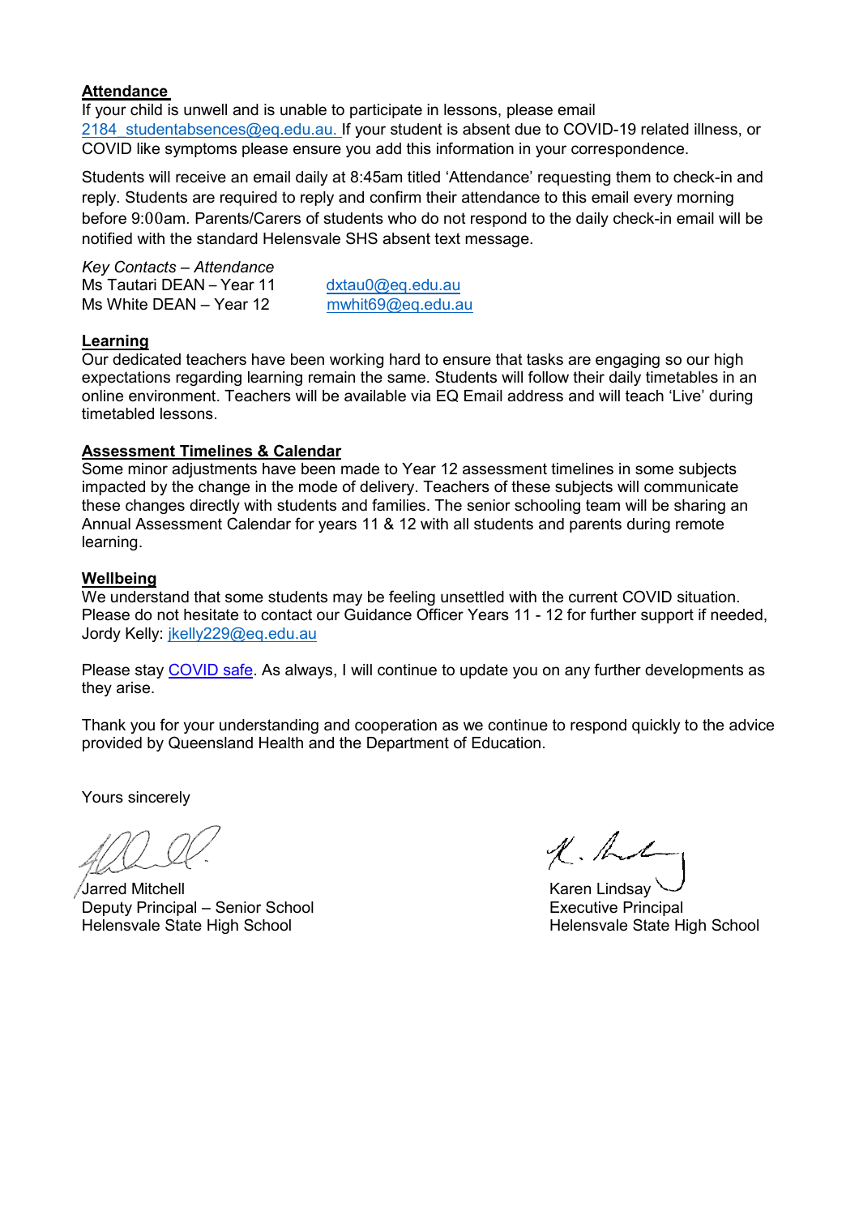**Attendance**

If your child is unwell and is unable to participate in lessons, please email [2184_studentabsences@eq.edu.au.](mailto:2184_studentabsences@eq.edu.au) If your student is absent due to COVID-19 related illness, or COVID like symptoms please ensure you add this information in your correspondence.

Students will receive an email daily at 8:45am titled 'Attendance' requesting them to check-in and reply. Students are required to reply and confirm their attendance to this email every morning before 9:00am. Parents/Carers of students who do not respond to the daily check-in email will be notified with the standard Helensvale SHS absent text message.

*Key Contacts – Attendance*

| | |
|---|---|
| Ms Tautari DEAN – Year 11 | dxtau0@eq.edu.au |
| Ms White DEAN – Year 12 | mwhit69@eq.edu.au |

**Learning**

Our dedicated teachers have been working hard to ensure that tasks are engaging so our high expectations regarding learning remain the same. Students will follow their daily timetables in an online environment. Teachers will be available via EQ Email address and will teach 'Live' during timetabled lessons.

**Assessment Timelines & Calendar**

Some minor adjustments have been made to Year 12 assessment timelines in some subjects impacted by the change in the mode of delivery. Teachers of these subjects will communicate these changes directly with students and families. The senior schooling team will be sharing an Annual Assessment Calendar for years 11 & 12 with all students and parents during remote learning.

**Wellbeing**

We understand that some students may be feeling unsettled with the current COVID situation. Please do not hesitate to contact our Guidance Officer Years 11 - 12 for further support if needed, Jordy Kelly: jkelly229@eq.edu.au

Please stay COVID safe. As always, I will continue to update you on any further developments as they arise.

Thank you for your understanding and cooperation as we continue to respond quickly to the advice provided by Queensland Health and the Department of Education.

Yours sincerely

Jarred Mitchell
Deputy Principal – Senior School
Helensvale State High School

Karen Lindsay
Executive Principal
Helensvale State High School